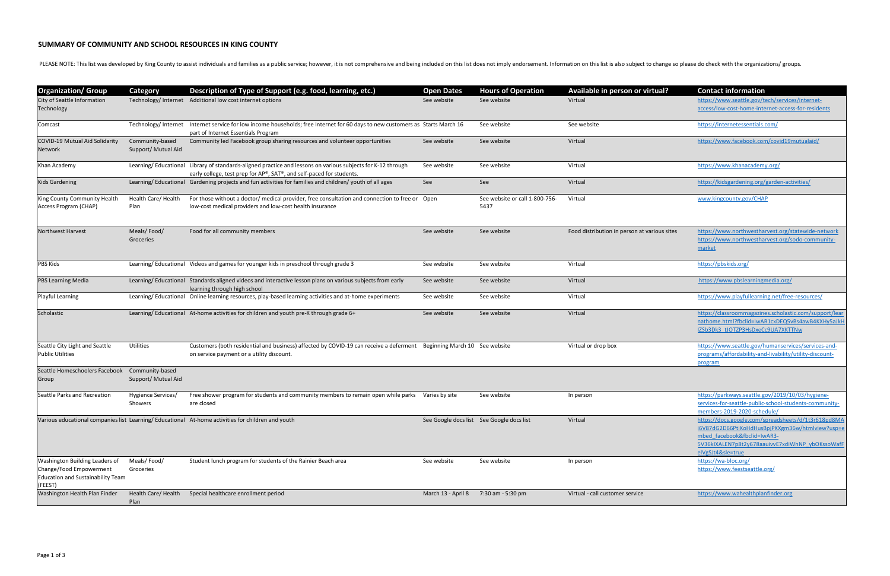## SUMMARY OF COMMUNITY AND SCHOOL RESOURCES IN KING COUNTY

PLEASE NOTE: This list was developed by King County to assist individuals and families as a public service; however, it is not comprehensive and being included on this list does not imply endorsement. Information on this list is also subject to change so please do check with the organizations/ groups.

| Organization/ Group | Category | Description of Type of Support (e.g. food, learning, etc.) | Open Dates | Hours of Operation | Available in person or virtual? | Contact information |
|---|---|---|---|---|---|---|
| City of Seattle Information Technology | Technology/ Internet | Additional low cost internet options | See website | See website | Virtual | https://www.seattle.gov/tech/services/internet-access/low-cost-home-internet-access-for-residents |
| Comcast | Technology/ Internet | Internet service for low income households; free Internet for 60 days to new customers as part of Internet Essentials Program | Starts March 16 | See website | See website | https://internetessentials.com/ |
| COVID-19 Mutual Aid Solidarity Network | Community-based Support/ Mutual Aid | Community led Facebook group sharing resources and volunteer opportunities | See website | See website | Virtual | https://www.facebook.com/covid19mutualaid/ |
| Khan Academy | Learning/ Educational | Library of standards-aligned practice and lessons on various subjects for K-12 through early college, test prep for AP®, SAT®, and self-paced for students. | See website | See website | Virtual | https://www.khanacademy.org/ |
| Kids Gardening | Learning/ Educational | Gardening projects and fun activities for families and children/ youth of all ages | See | See | Virtual | https://kidsgardening.org/garden-activities/ |
| King County Community Health Access Program (CHAP) | Health Care/ Health Plan | For those without a doctor/ medical provider, free consultation and connection to free or low-cost medical providers and low-cost health insurance | Open | See website or call 1-800-756-5437 | Virtual | www.kingcounty.gov/CHAP |
| Northwest Harvest | Meals/ Food/ Groceries | Food for all community members | See website | See website | Food distribution in person at various sites | https://www.northwestharvest.org/statewide-network https://www.northwestharvest.org/sodo-community-market |
| PBS Kids | Learning/ Educational | Videos and games for younger kids in preschool through grade 3 | See website | See website | Virtual | https://pbskids.org/ |
| PBS Learning Media | Learning/ Educational | Standards aligned videos and interactive lesson plans on various subjects from early learning through high school | See website | See website | Virtual | https://www.pbslearningmedia.org/ |
| Playful Learning | Learning/ Educational | Online learning resources, play-based learning activities and at-home experiments | See website | See website | Virtual | https://www.playfullearning.net/free-resources/ |
| Scholastic | Learning/ Educational | At-home activities for children and youth pre-K through grade 6+ | See website | See website | Virtual | https://classroommagazines.scholastic.com/support/learnathome.html?fbclid=IwAR1cxDEQ5vBs4awB4KXHy5aJkHIZSb3Dk3_tJOTZP3HsDxeCc9UA7XKTTNw |
| Seattle City Light and Seattle Public Utilities | Utilities | Customers (both residential and business) affected by COVID-19 can receive a deferment on service payment or a utility discount. | Beginning March 10 | See website | Virtual or drop box | https://www.seattle.gov/humanservices/services-and-programs/affordability-and-livability/utility-discount-program |
| Seattle Homeschoolers Facebook Group | Community-based Support/ Mutual Aid | | | | | |
| Seattle Parks and Recreation | Hygience Services/ Showers | Free shower program for students and community members to remain open while parks are closed | Varies by site | See website | In person | https://parkways.seattle.gov/2019/10/03/hygiene-services-for-seattle-public-school-students-community-members-2019-2020-schedule/ |
| Various educational companies list | Learning/ Educational | At-home activities for children and youth | See Google docs list | See Google docs list | Virtual | https://docs.google.com/spreadsheets/d/1t3r618pd8MAi6V87dG2D66PtiKoHdHusBpjPKXgm36w/htmlview?usp=embed_facebook&fbclid=IwAR3-5V36kIXALEN7p8t2y678aauivvE7xdiWhNP_ybOKssoWafFelVgSJt4&sle=true |
| Washington Building Leaders of Change/Food Empowerment Education and Sustainability Team (FEEST) | Meals/ Food/ Groceries | Student lunch program for students of the Rainier Beach area | See website | See website | In person | https://wa-bloc.org/ https://www.feestseattle.org/ |
| Washington Health Plan Finder | Health Care/ Health Plan | Special healthcare enrollment period | March 13 - April 8 | 7:30 am - 5:30 pm | Virtual - call customer service | https://www.wahealthplanfinder.org |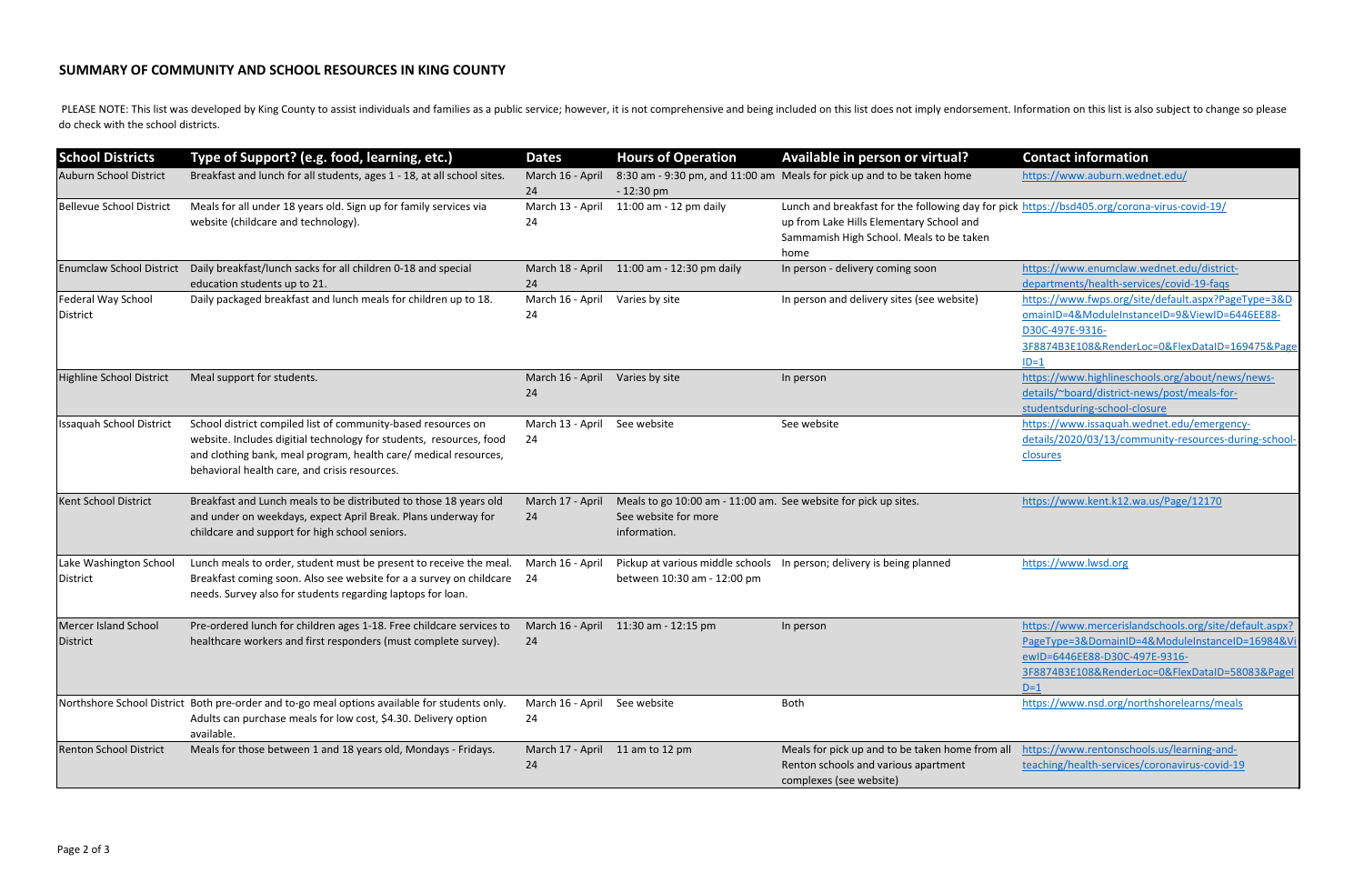## SUMMARY OF COMMUNITY AND SCHOOL RESOURCES IN KING COUNTY

PLEASE NOTE: This list was developed by King County to assist individuals and families as a public service; however, it is not comprehensive and being included on this list does not imply endorsement. Information on this list is also subject to change so please do check with the school districts.

| School Districts | Type of Support? (e.g. food, learning, etc.) | Dates | Hours of Operation | Available in person or virtual? | Contact information |
|---|---|---|---|---|---|
| Auburn School District | Breakfast and lunch for all students, ages 1 - 18, at all school sites. | March 16 - April 24 | 8:30 am - 9:30 pm, and 11:00 am - 12:30 pm | Meals for pick up and to be taken home | https://www.auburn.wednet.edu/ |
| Bellevue School District | Meals for all under 18 years old. Sign up for family services via website (childcare and technology). | March 13 - April 24 | 11:00 am - 12 pm daily | Lunch and breakfast for the following day for pick up from Lake Hills Elementary School and Sammamish High School. Meals to be taken home | https://bsd405.org/corona-virus-covid-19/ |
| Enumclaw School District | Daily breakfast/lunch sacks for all children 0-18 and special education students up to 21. | March 18 - April 24 | 11:00 am - 12:30 pm daily | In person - delivery coming soon | https://www.enumclaw.wednet.edu/district-departments/health-services/covid-19-faqs |
| Federal Way School District | Daily packaged breakfast and lunch meals for children up to 18. | March 16 - April 24 | Varies by site | In person and delivery sites (see website) | https://www.fwps.org/site/default.aspx?PageType=3&DomainID=4&ModuleInstanceID=9&ViewID=6446EE88-D30C-497E-9316-3F8874B3E108&RenderLoc=0&FlexDataID=169475&PageID=1 |
| Highline School District | Meal support for students. | March 16 - April 24 | Varies by site | In person | https://www.highlineschools.org/about/news/news-details/~board/district-news/post/meals-for-studentsduring-school-closure |
| Issaquah School District | School district compiled list of community-based resources on website. Includes digitial technology for students, resources, food and clothing bank, meal program, health care/ medical resources, behavioral health care, and crisis resources. | March 13 - April 24 | See website | See website | https://www.issaquah.wednet.edu/emergency-details/2020/03/13/community-resources-during-school-closures |
| Kent School District | Breakfast and Lunch meals to be distributed to those 18 years old and under on weekdays, expect April Break. Plans underway for childcare and support for high school seniors. | March 17 - April 24 | Meals to go 10:00 am - 11:00 am. See website for more information. | See website for pick up sites. | https://www.kent.k12.wa.us/Page/12170 |
| Lake Washington School District | Lunch meals to order, student must be present to receive the meal. Breakfast coming soon. Also see website for a a survey on childcare needs. Survey also for students regarding laptops for loan. | March 16 - April 24 | Pickup at various middle schools between 10:30 am - 12:00 pm | In person; delivery is being planned | https://www.lwsd.org |
| Mercer Island School District | Pre-ordered lunch for children ages 1-18. Free childcare services to healthcare workers and first responders (must complete survey). | March 16 - April 24 | 11:30 am - 12:15 pm | In person | https://www.mercerislandschools.org/site/default.aspx?PageType=3&DomainID=4&ModuleInstanceID=16984&ViewID=6446EE88-D30C-497E-9316-3F8874B3E108&RenderLoc=0&FlexDataID=58083&PageID=1 |
| Northshore School District | Both pre-order and to-go meal options available for students only. Adults can purchase meals for low cost, $4.30. Delivery option available. | March 16 - April 24 | See website | Both | https://www.nsd.org/northshorelearns/meals |
| Renton School District | Meals for those between 1 and 18 years old, Mondays - Fridays. | March 17 - April 24 | 11 am to 12 pm | Meals for pick up and to be taken home from all Renton schools and various apartment complexes (see website) | https://www.rentonschools.us/learning-and-teaching/health-services/coronavirus-covid-19 |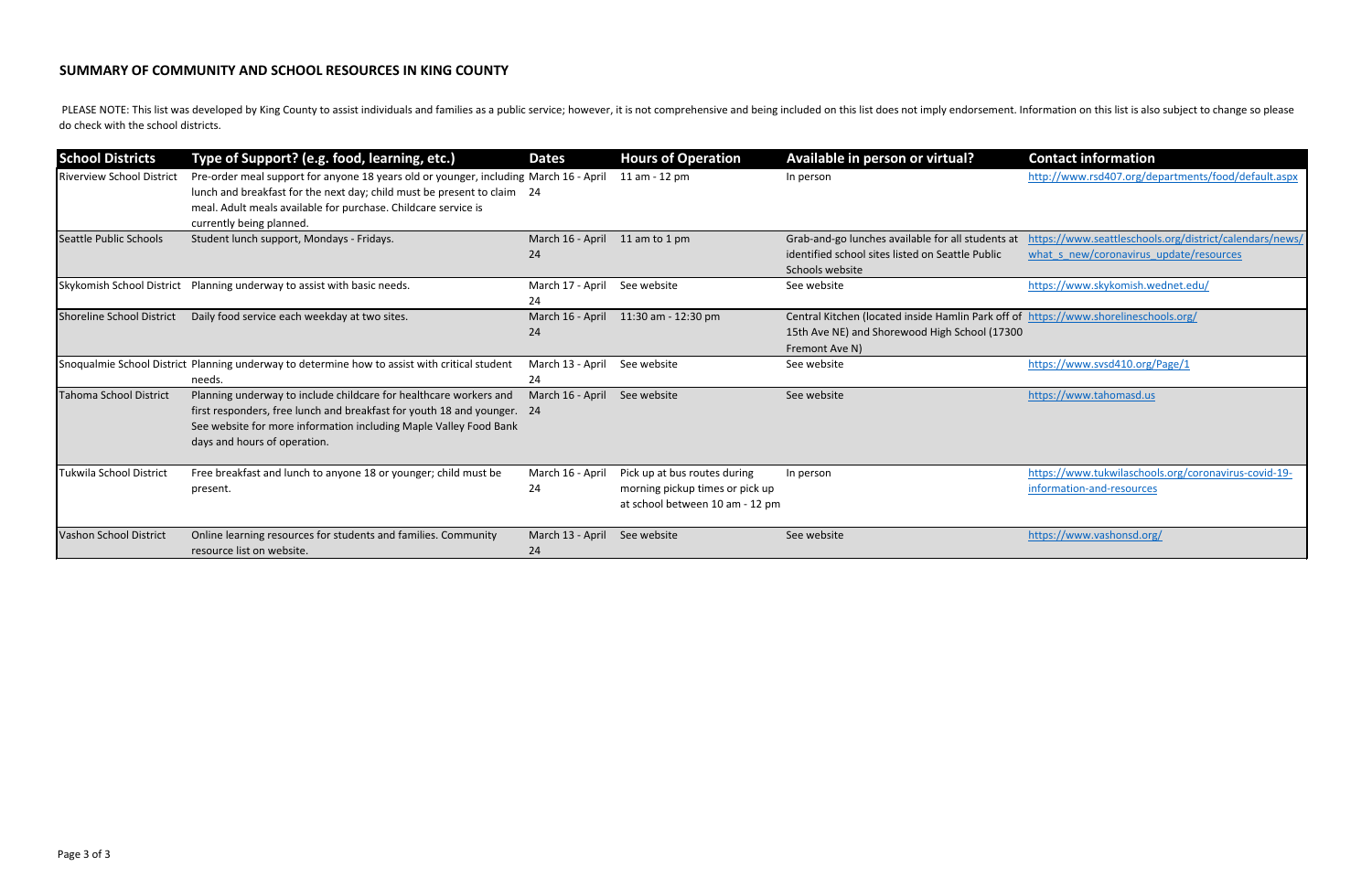## SUMMARY OF COMMUNITY AND SCHOOL RESOURCES IN KING COUNTY

PLEASE NOTE: This list was developed by King County to assist individuals and families as a public service; however, it is not comprehensive and being included on this list does not imply endorsement. Information on this list is also subject to change so please do check with the school districts.

| School Districts | Type of Support? (e.g. food, learning, etc.) | Dates | Hours of Operation | Available in person or virtual? | Contact information |
|---|---|---|---|---|---|
| Riverview School District | Pre-order meal support for anyone 18 years old or younger, including lunch and breakfast for the next day; child must be present to claim meal. Adult meals available for purchase. Childcare service is currently being planned. | March 16 - April 24 | 11 am - 12 pm | In person | http://www.rsd407.org/departments/food/default.aspx |
| Seattle Public Schools | Student lunch support, Mondays - Fridays. | March 16 - April 24 | 11 am to 1 pm | Grab-and-go lunches available for all students at identified school sites listed on Seattle Public Schools website | https://www.seattleschools.org/district/calendars/news/what_s_new/coronavirus_update/resources |
| Skykomish School District | Planning underway to assist with basic needs. | March 17 - April 24 | See website | See website | https://www.skykomish.wednet.edu/ |
| Shoreline School District | Daily food service each weekday at two sites. | March 16 - April 24 | 11:30 am - 12:30 pm | Central Kitchen (located inside Hamlin Park off of 15th Ave NE) and Shorewood High School (17300 Fremont Ave N) | https://www.shorelineschools.org/ |
| Snoqualmie School District | Planning underway to determine how to assist with critical student needs. | March 13 - April 24 | See website | See website | https://www.svsd410.org/Page/1 |
| Tahoma School District | Planning underway to include childcare for healthcare workers and first responders, free lunch and breakfast for youth 18 and younger. See website for more information including Maple Valley Food Bank days and hours of operation. | March 16 - April 24 | See website | See website | https://www.tahomasd.us |
| Tukwila School District | Free breakfast and lunch to anyone 18 or younger; child must be present. | March 16 - April 24 | Pick up at bus routes during morning pickup times or pick up at school between 10 am - 12 pm | In person | https://www.tukwilaschools.org/coronavirus-covid-19-information-and-resources |
| Vashon School District | Online learning resources for students and families. Community resource list on website. | March 13 - April 24 | See website | See website | https://www.vashonsd.org/ |